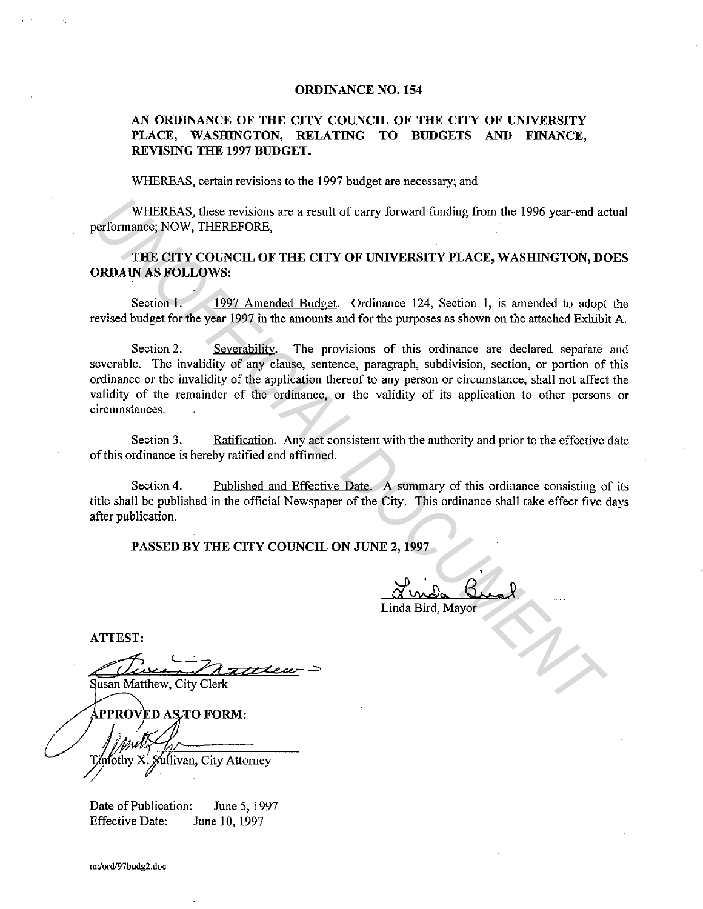# ORDINANCE NO. 154

## AN ORDINANCE OF THE CITY COUNCIL OF THE CITY OF UNIVERSITY PLACE, WASHINGTON, RELATING TO BUDGETS AND FINANCE, REVISING THE 1997 BUDGET.

WHEREAS, certain revisions to the 1997 budget are necessary; and

WHEREAS, these revisions are a result of carry forward funding from the 1996 year-end actual performance; NOW, THEREFORE,

**THE CITY COUNCIL OF THE CITY OF UNIVERSITY PLACE, WASHINGTON, DOES ORDAIN AS FOLLOWS:**

Section 1. 1997 Amended Budget. Ordinance 124, Section 1, is amended to adopt the revised budget for the year 1997 in the amounts and for the purposes as shown on the attached Exhibit A.

Section 2. Severability. The provisions of this ordinance are declared separate and severable. The invalidity of any clause, sentence, paragraph, subdivision, section, or portion of this ordinance or the invalidity of the application thereof to any person or circumstance, shall not affect the validity of the remainder of the ordinance, or the validity of its application to other persons or circumstances.

Section 3. Ratification. Any act consistent with the authority and prior to the effective date of this ordinance is hereby ratified and affirmed.

Section 4. Published and Effective Date. A summary of this ordinance consisting of its title shall be published in the official Newspaper of the City. This ordinance shall take effect five days after publication.

**PASSED BY THE CITY COUNCIL ON JUNE 2, 1997**

Linda Bird, Mayor

**ATTEST:**

Susan Matthew, City Clerk

**APPROVED AS TO FORM:**

Timothy X. Sullivan, City Attorney

Date of Publication: June 5, 1997
Effective Date: June 10, 1997

m:/ord/97budg2.doc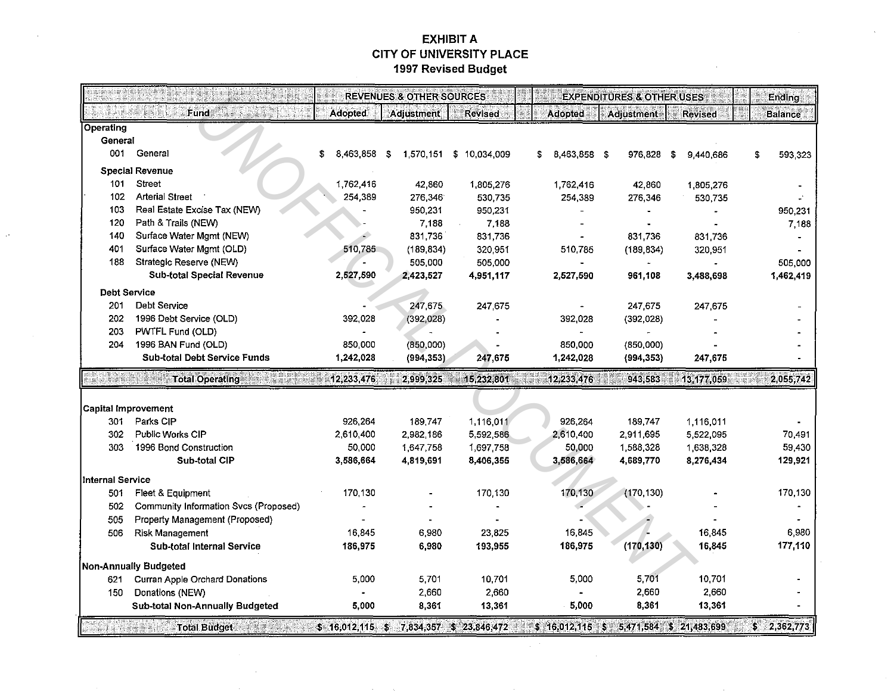**EXHIBIT A**
**CITY OF UNIVERSITY PLACE**
**1997 Revised Budget**

| Fund | REVENUES & OTHER SOURCES Adopted | Adjustment | Revised | EXPENDITURES & OTHER USES Adopted | Adjustment | Revised | Ending Balance |
|---|---|---|---|---|---|---|---|
| **Operating** | | | | | | | |
| **General** | | | | | | | |
| 001 General | $ 8,463,858 | $ 1,570,151 | $ 10,034,009 | $ 8,463,858 | $ 976,828 | $ 9,440,686 | $ 593,323 |
| **Special Revenue** | | | | | | | |
| 101 Street | 1,762,416 | 42,860 | 1,805,276 | 1,762,416 | 42,860 | 1,805,276 | - |
| 102 Arterial Street | 254,389 | 276,346 | 530,735 | 254,389 | 276,346 | 530,735 | - |
| 103 Real Estate Excise Tax (NEW) | - | 950,231 | 950,231 | - | - | - | 950,231 |
| 120 Path & Trails (NEW) | - | 7,188 | 7,188 | - | - | - | 7,188 |
| 140 Surface Water Mgmt (NEW) | - | 831,736 | 831,736 | - | 831,736 | 831,736 | - |
| 401 Surface Water Mgmt (OLD) | 510,785 | (189,834) | 320,951 | 510,785 | (189,834) | 320,951 | - |
| 188 Strategic Reserve (NEW) | - | 505,000 | 505,000 | - | - | - | 505,000 |
| **Sub-total Special Revenue** | **2,527,590** | **2,423,527** | **4,951,117** | **2,527,590** | **961,108** | **3,488,698** | **1,462,419** |
| **Debt Service** | | | | | | | |
| 201 Debt Service | - | 247,675 | 247,675 | - | 247,675 | 247,675 | - |
| 202 1996 Debt Service (OLD) | 392,028 | (392,028) | - | 392,028 | (392,028) | - | - |
| 203 PWTFL Fund (OLD) | - | - | - | - | - | - | - |
| 204 1996 BAN Fund (OLD) | 850,000 | (850,000) | - | 850,000 | (850,000) | - | - |
| **Sub-total Debt Service Funds** | **1,242,028** | **(994,353)** | **247,675** | **1,242,028** | **(994,353)** | **247,675** | - |
| **Total Operating** | 12,233,476 | 2,999,325 | 15,232,801 | 12,233,476 | 943,583 | 13,177,059 | 2,055,742 |
| **Capital Improvement** | | | | | | | |
| 301 Parks CIP | 926,264 | 189,747 | 1,116,011 | 926,264 | 189,747 | 1,116,011 | - |
| 302 Public Works CIP | 2,610,400 | 2,982,186 | 5,592,586 | 2,610,400 | 2,911,695 | 5,522,095 | 70,491 |
| 303 1996 Bond Construction | 50,000 | 1,647,758 | 1,697,758 | 50,000 | 1,588,328 | 1,638,328 | 59,430 |
| **Sub-total CIP** | **3,586,664** | **4,819,691** | **8,406,355** | **3,586,664** | **4,689,770** | **8,276,434** | **129,921** |
| **Internal Service** | | | | | | | |
| 501 Fleet & Equipment | 170,130 | - | 170,130 | 170,130 | (170,130) | - | 170,130 |
| 502 Community Information Svcs (Proposed) | - | - | - | - | - | - | - |
| 505 Property Management (Proposed) | - | - | - | - | - | - | - |
| 506 Risk Management | 16,845 | 6,980 | 23,825 | 16,845 | - | 16,845 | 6,980 |
| **Sub-total Internal Service** | **186,975** | **6,980** | **193,955** | **186,975** | **(170,130)** | **16,845** | **177,110** |
| **Non-Annually Budgeted** | | | | | | | |
| 621 Curran Apple Orchard Donations | 5,000 | 5,701 | 10,701 | 5,000 | 5,701 | 10,701 | - |
| 150 Donations (NEW) | - | 2,660 | 2,660 | - | 2,660 | 2,660 | - |
| **Sub-total Non-Annually Budgeted** | **5,000** | **8,361** | **13,361** | **5,000** | **8,361** | **13,361** | - |
| **Total Budget** | $ 16,012,115 | $ 7,834,357 | $ 23,846,472 | $ 16,012,115 | $ 5,471,584 | $ 21,483,699 | $ 2,362,773 |